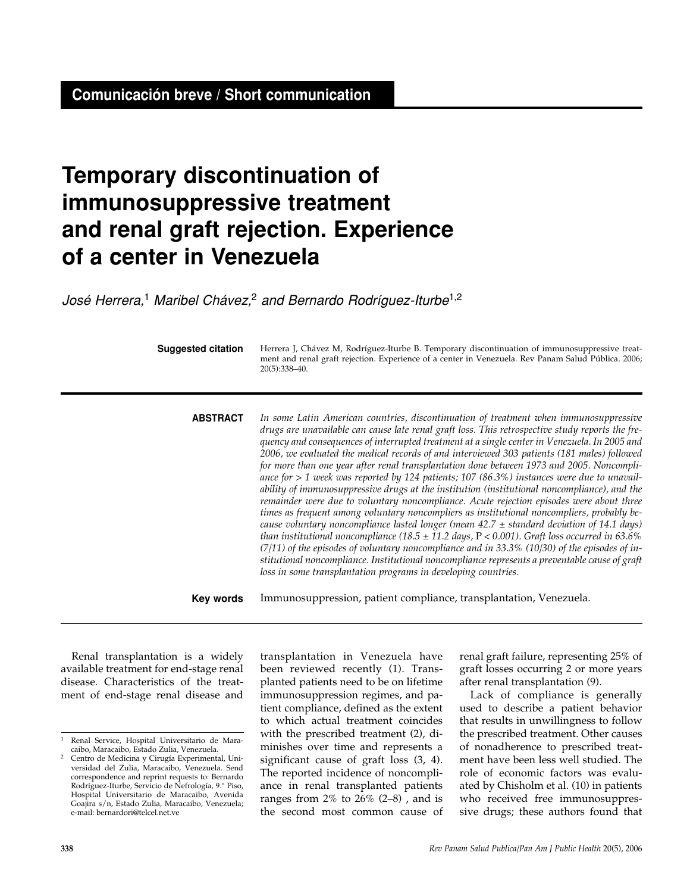Comunicación breve / Short communication

# Temporary discontinuation of immunosuppressive treatment and renal graft rejection. Experience of a center in Venezuela

*José Herrera,[1] Maribel Chávez,[2] and Bernardo Rodríguez-Iturbe[1,2]*

**Suggested citation** Herrera J, Chávez M, Rodríguez-Iturbe B. Temporary discontinuation of immunosuppressive treatment and renal graft rejection. Experience of a center in Venezuela. Rev Panam Salud Pública. 2006; 20(5):338–40.

**ABSTRACT** *In some Latin American countries, discontinuation of treatment when immunosuppressive drugs are unavailable can cause late renal graft loss. This retrospective study reports the frequency and consequences of interrupted treatment at a single center in Venezuela. In 2005 and 2006, we evaluated the medical records of and interviewed 303 patients (181 males) followed for more than one year after renal transplantation done between 1973 and 2005. Noncompliance for > 1 week was reported by 124 patients; 107 (86.3%) instances were due to unavailability of immunosuppressive drugs at the institution (institutional noncompliance), and the remainder were due to voluntary noncompliance. Acute rejection episodes were about three times as frequent among voluntary noncompliers as institutional noncompliers, probably because voluntary noncompliance lasted longer (mean 42.7 ± standard deviation of 14.1 days) than institutional noncompliance (18.5 ± 11.2 days, $P < 0.001$). Graft loss occurred in 63.6% (7/11) of the episodes of voluntary noncompliance and in 33.3% (10/30) of the episodes of institutional noncompliance. Institutional noncompliance represents a preventable cause of graft loss in some transplantation programs in developing countries.*

**Key words** Immunosuppression, patient compliance, transplantation, Venezuela.

---

Renal transplantation is a widely available treatment for end-stage renal disease. Characteristics of the treatment of end-stage renal disease and transplantation in Venezuela have been reviewed recently (1). Transplanted patients need to be on lifetime immunosuppression regimes, and patient compliance, defined as the extent to which actual treatment coincides with the prescribed treatment (2), diminishes over time and represents a significant cause of graft loss (3, 4). The reported incidence of noncompliance in renal transplanted patients ranges from 2% to 26% (2–8) , and is the second most common cause of renal graft failure, representing 25% of graft losses occurring 2 or more years after renal transplantation (9).

Lack of compliance is generally used to describe a patient behavior that results in unwillingness to follow the prescribed treatment. Other causes of nonadherence to prescribed treatment have been less well studied. The role of economic factors was evaluated by Chisholm et al. (10) in patients who received free immunosuppressive drugs; these authors found that

[1] Renal Service, Hospital Universitario de Maracaibo, Maracaibo, Estado Zulia, Venezuela.

[2] Centro de Medicina y Cirugía Experimental, Universidad del Zulia, Maracaibo, Venezuela. Send correspondence and reprint requests to: Bernardo Rodríguez-Iturbe, Servicio de Nefrología, 9.° Piso, Hospital Universitario de Maracaibo, Avenida Goajira s/n, Estado Zulia, Maracaibo, Venezuela; e-mail: bernardori@telcel.net.ve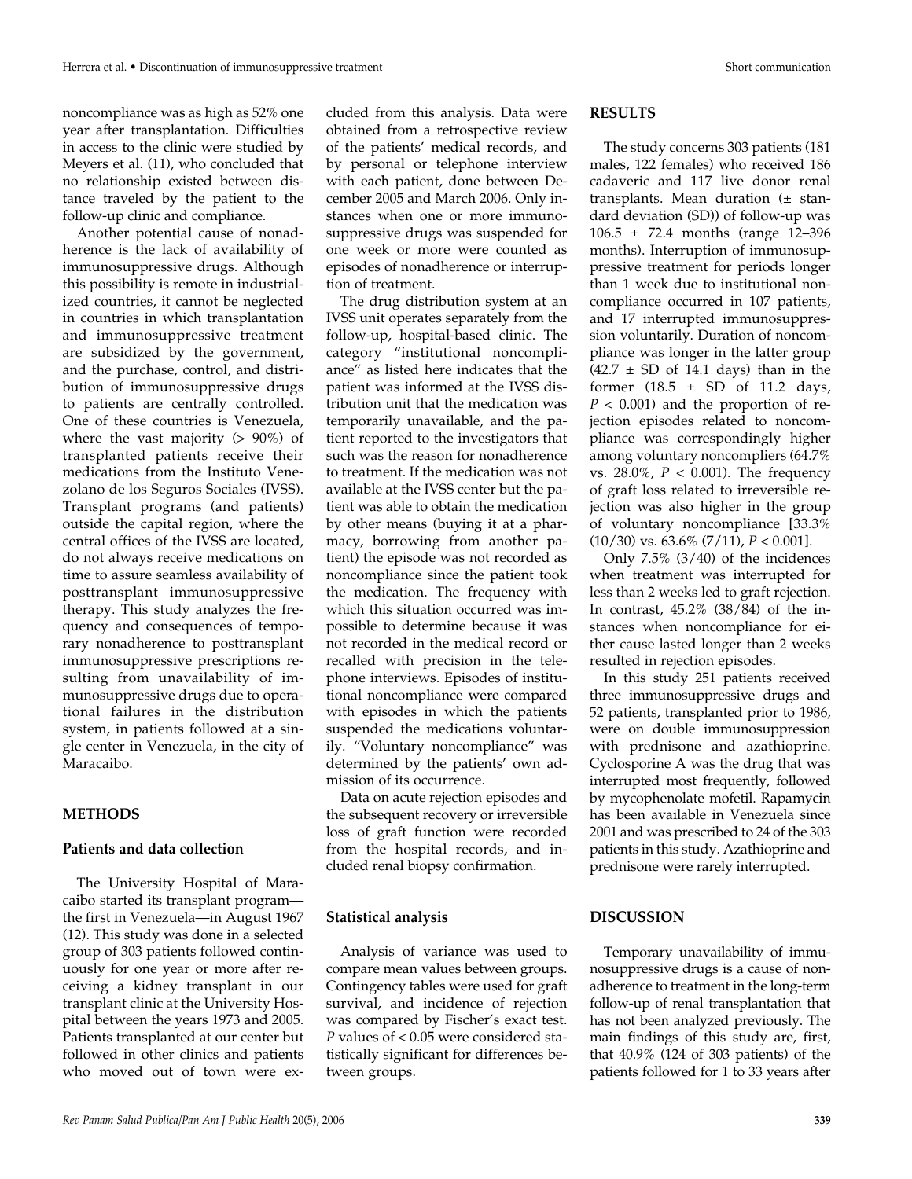noncompliance was as high as 52% one year after transplantation. Difficulties in access to the clinic were studied by Meyers et al. (11), who concluded that no relationship existed between distance traveled by the patient to the follow-up clinic and compliance.

Another potential cause of nonadherence is the lack of availability of immunosuppressive drugs. Although this possibility is remote in industrialized countries, it cannot be neglected in countries in which transplantation and immunosuppressive treatment are subsidized by the government, and the purchase, control, and distribution of immunosuppressive drugs to patients are centrally controlled. One of these countries is Venezuela, where the vast majority (> 90%) of transplanted patients receive their medications from the Instituto Venezolano de los Seguros Sociales (IVSS). Transplant programs (and patients) outside the capital region, where the central offices of the IVSS are located, do not always receive medications on time to assure seamless availability of posttransplant immunosuppressive therapy. This study analyzes the frequency and consequences of temporary nonadherence to posttransplant immunosuppressive prescriptions resulting from unavailability of immunosuppressive drugs due to operational failures in the distribution system, in patients followed at a single center in Venezuela, in the city of Maracaibo.

## METHODS

### Patients and data collection

The University Hospital of Maracaibo started its transplant program—the first in Venezuela—in August 1967 (12). This study was done in a selected group of 303 patients followed continuously for one year or more after receiving a kidney transplant in our transplant clinic at the University Hospital between the years 1973 and 2005. Patients transplanted at our center but followed in other clinics and patients who moved out of town were excluded from this analysis. Data were obtained from a retrospective review of the patients' medical records, and by personal or telephone interview with each patient, done between December 2005 and March 2006. Only instances when one or more immunosuppressive drugs was suspended for one week or more were counted as episodes of nonadherence or interruption of treatment.

The drug distribution system at an IVSS unit operates separately from the follow-up, hospital-based clinic. The category "institutional noncompliance" as listed here indicates that the patient was informed at the IVSS distribution unit that the medication was temporarily unavailable, and the patient reported to the investigators that such was the reason for nonadherence to treatment. If the medication was not available at the IVSS center but the patient was able to obtain the medication by other means (buying it at a pharmacy, borrowing from another patient) the episode was not recorded as noncompliance since the patient took the medication. The frequency with which this situation occurred was impossible to determine because it was not recorded in the medical record or recalled with precision in the telephone interviews. Episodes of institutional noncompliance were compared with episodes in which the patients suspended the medications voluntarily. "Voluntary noncompliance" was determined by the patients' own admission of its occurrence.

Data on acute rejection episodes and the subsequent recovery or irreversible loss of graft function were recorded from the hospital records, and included renal biopsy confirmation.

### Statistical analysis

Analysis of variance was used to compare mean values between groups. Contingency tables were used for graft survival, and incidence of rejection was compared by Fischer's exact test. *P* values of < 0.05 were considered statistically significant for differences between groups.

## RESULTS

The study concerns 303 patients (181 males, 122 females) who received 186 cadaveric and 117 live donor renal transplants. Mean duration (± standard deviation (SD)) of follow-up was 106.5 ± 72.4 months (range 12–396 months). Interruption of immunosuppressive treatment for periods longer than 1 week due to institutional noncompliance occurred in 107 patients, and 17 interrupted immunosuppression voluntarily. Duration of noncompliance was longer in the latter group (42.7 ± SD of 14.1 days) than in the former (18.5 ± SD of 11.2 days, $P < 0.001$) and the proportion of rejection episodes related to noncompliance was correspondingly higher among voluntary noncompliers (64.7% vs. 28.0%, $P < 0.001$). The frequency of graft loss related to irreversible rejection was also higher in the group of voluntary noncompliance [33.3% (10/30) vs. 63.6% (7/11), $P < 0.001$].

Only 7.5% (3/40) of the incidences when treatment was interrupted for less than 2 weeks led to graft rejection. In contrast, 45.2% (38/84) of the instances when noncompliance for either cause lasted longer than 2 weeks resulted in rejection episodes.

In this study 251 patients received three immunosuppressive drugs and 52 patients, transplanted prior to 1986, were on double immunosuppression with prednisone and azathioprine. Cyclosporine A was the drug that was interrupted most frequently, followed by mycophenolate mofetil. Rapamycin has been available in Venezuela since 2001 and was prescribed to 24 of the 303 patients in this study. Azathioprine and prednisone were rarely interrupted.

## DISCUSSION

Temporary unavailability of immunosuppressive drugs is a cause of nonadherence to treatment in the long-term follow-up of renal transplantation that has not been analyzed previously. The main findings of this study are, first, that 40.9% (124 of 303 patients) of the patients followed for 1 to 33 years after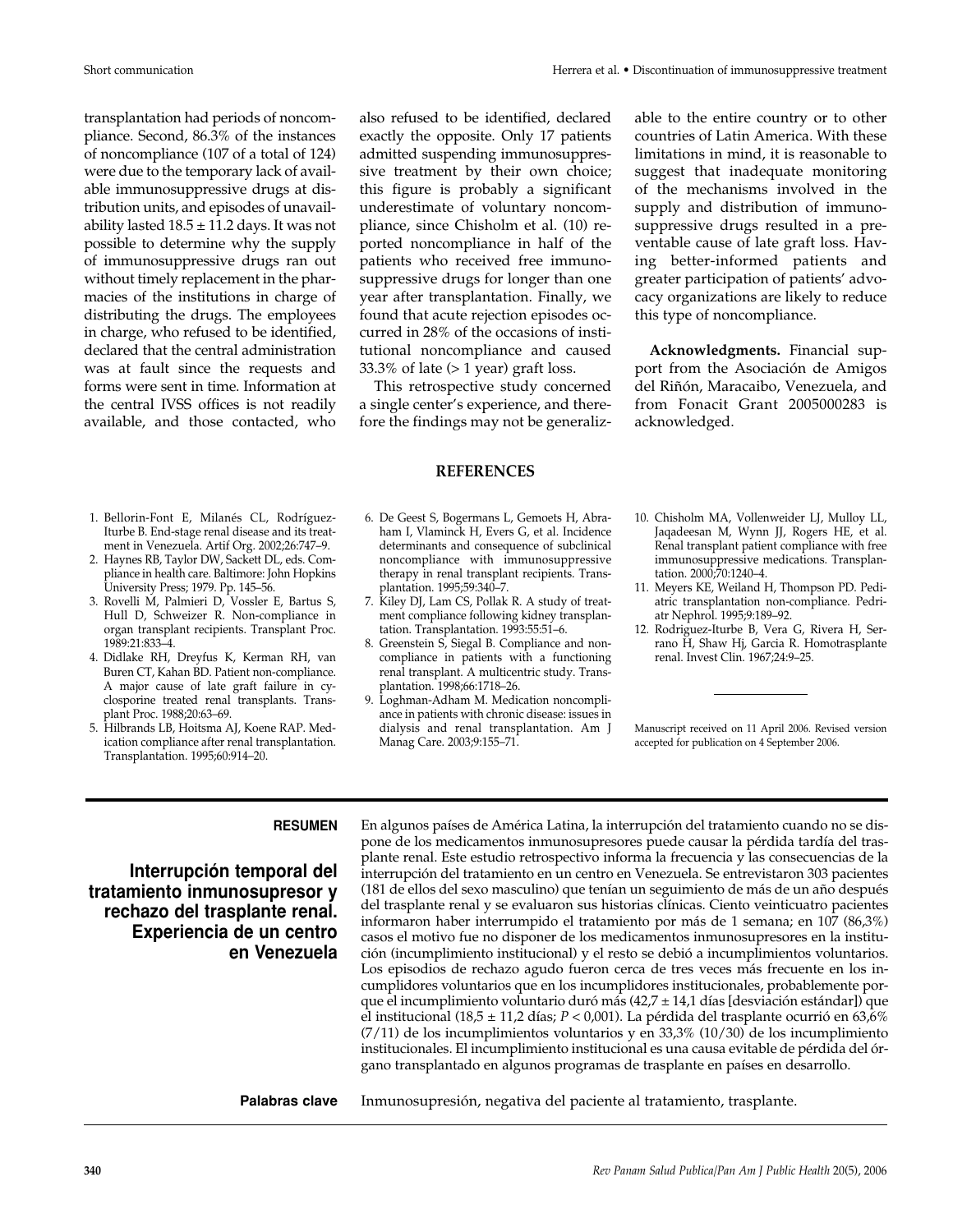transplantation had periods of noncompliance. Second, 86.3% of the instances of noncompliance (107 of a total of 124) were due to the temporary lack of available immunosuppressive drugs at distribution units, and episodes of unavailability lasted $18.5 \pm 11.2$ days. It was not possible to determine why the supply of immunosuppressive drugs ran out without timely replacement in the pharmacies of the institutions in charge of distributing the drugs. The employees in charge, who refused to be identified, declared that the central administration was at fault since the requests and forms were sent in time. Information at the central IVSS offices is not readily available, and those contacted, who also refused to be identified, declared exactly the opposite. Only 17 patients admitted suspending immunosuppressive treatment by their own choice; this figure is probably a significant underestimate of voluntary noncompliance, since Chisholm et al. (10) reported noncompliance in half of the patients who received free immunosuppressive drugs for longer than one year after transplantation. Finally, we found that acute rejection episodes occurred in 28% of the occasions of institutional noncompliance and caused 33.3% of late (> 1 year) graft loss.

This retrospective study concerned a single center's experience, and therefore the findings may not be generalizable to the entire country or to other countries of Latin America. With these limitations in mind, it is reasonable to suggest that inadequate monitoring of the mechanisms involved in the supply and distribution of immunosuppressive drugs resulted in a preventable cause of late graft loss. Having better-informed patients and greater participation of patients' advocacy organizations are likely to reduce this type of noncompliance.

**Acknowledgments.** Financial support from the Asociación de Amigos del Riñón, Maracaibo, Venezuela, and from Fonacit Grant 2005000283 is acknowledged.

## REFERENCES

1. Bellorin-Font E, Milanés CL, Rodríguez-Iturbe B. End-stage renal disease and its treatment in Venezuela. Artif Org. 2002;26:747–9.
2. Haynes RB, Taylor DW, Sackett DL, eds. Compliance in health care. Baltimore: John Hopkins University Press; 1979. Pp. 145–56.
3. Rovelli M, Palmieri D, Vossler E, Bartus S, Hull D, Schweizer R. Non-compliance in organ transplant recipients. Transplant Proc. 1989:21:833–4.
4. Didlake RH, Dreyfus K, Kerman RH, van Buren CT, Kahan BD. Patient non-compliance. A major cause of late graft failure in cyclosporine treated renal transplants. Transplant Proc. 1988;20:63–69.
5. Hilbrands LB, Hoitsma AJ, Koene RAP. Medication compliance after renal transplantation. Transplantation. 1995;60:914–20.
6. De Geest S, Bogermans L, Gemoets H, Abraham I, Vlaminck H, Evers G, et al. Incidence determinants and consequence of subclinical noncompliance with immunosuppressive therapy in renal transplant recipients. Transplantation. 1995;59:340–7.
7. Kiley DJ, Lam CS, Pollak R. A study of treatment compliance following kidney transplantation. Transplantation. 1993:55:51–6.
8. Greenstein S, Siegal B. Compliance and noncompliance in patients with a functioning renal transplant. A multicentric study. Transplantation. 1998;66:1718–26.
9. Loghman-Adham M. Medication noncompliance in patients with chronic disease: issues in dialysis and renal transplantation. Am J Manag Care. 2003;9:155–71.
10. Chisholm MA, Vollenweider LJ, Mulloy LL, Jaqadeesan M, Wynn JJ, Rogers HE, et al. Renal transplant patient compliance with free immunosuppressive medications. Transplantation. 2000;70:1240–4.
11. Meyers KE, Weiland H, Thompson PD. Pediatric transplantation non-compliance. Pedriatr Nephrol. 1995;9:189–92.
12. Rodriguez-Iturbe B, Vera G, Rivera H, Serrano H, Shaw Hj, Garcia R. Homotrasplante renal. Invest Clin. 1967;24:9–25.

Manuscript received on 11 April 2006. Revised version accepted for publication on 4 September 2006.

---

**RESUMEN**

## Interrupción temporal del tratamiento inmunosupresor y rechazo del trasplante renal. Experiencia de un centro en Venezuela

En algunos países de América Latina, la interrupción del tratamiento cuando no se dispone de los medicamentos inmunosupresores puede causar la pérdida tardía del trasplante renal. Este estudio retrospectivo informa la frecuencia y las consecuencias de la interrupción del tratamiento en un centro en Venezuela. Se entrevistaron 303 pacientes (181 de ellos del sexo masculino) que tenían un seguimiento de más de un año después del trasplante renal y se evaluaron sus historias clínicas. Ciento veinticuatro pacientes informaron haber interrumpido el tratamiento por más de 1 semana; en 107 (86,3%) casos el motivo fue no disponer de los medicamentos inmunosupresores en la institución (incumplimiento institucional) y el resto se debió a incumplimientos voluntarios. Los episodios de rechazo agudo fueron cerca de tres veces más frecuente en los incumplidores voluntarios que en los incumplidores institucionales, probablemente porque el incumplimiento voluntario duró más (42,7 ± 14,1 días [desviación estándar]) que el institucional (18,5 ± 11,2 días; $P < 0,001$). La pérdida del trasplante ocurrió en 63,6% (7/11) de los incumplimientos voluntarios y en 33,3% (10/30) de los incumplimiento institucionales. El incumplimiento institucional es una causa evitable de pérdida del órgano transplantado en algunos programas de trasplante en países en desarrollo.

**Palabras clave** Inmunosupresión, negativa del paciente al tratamiento, trasplante.